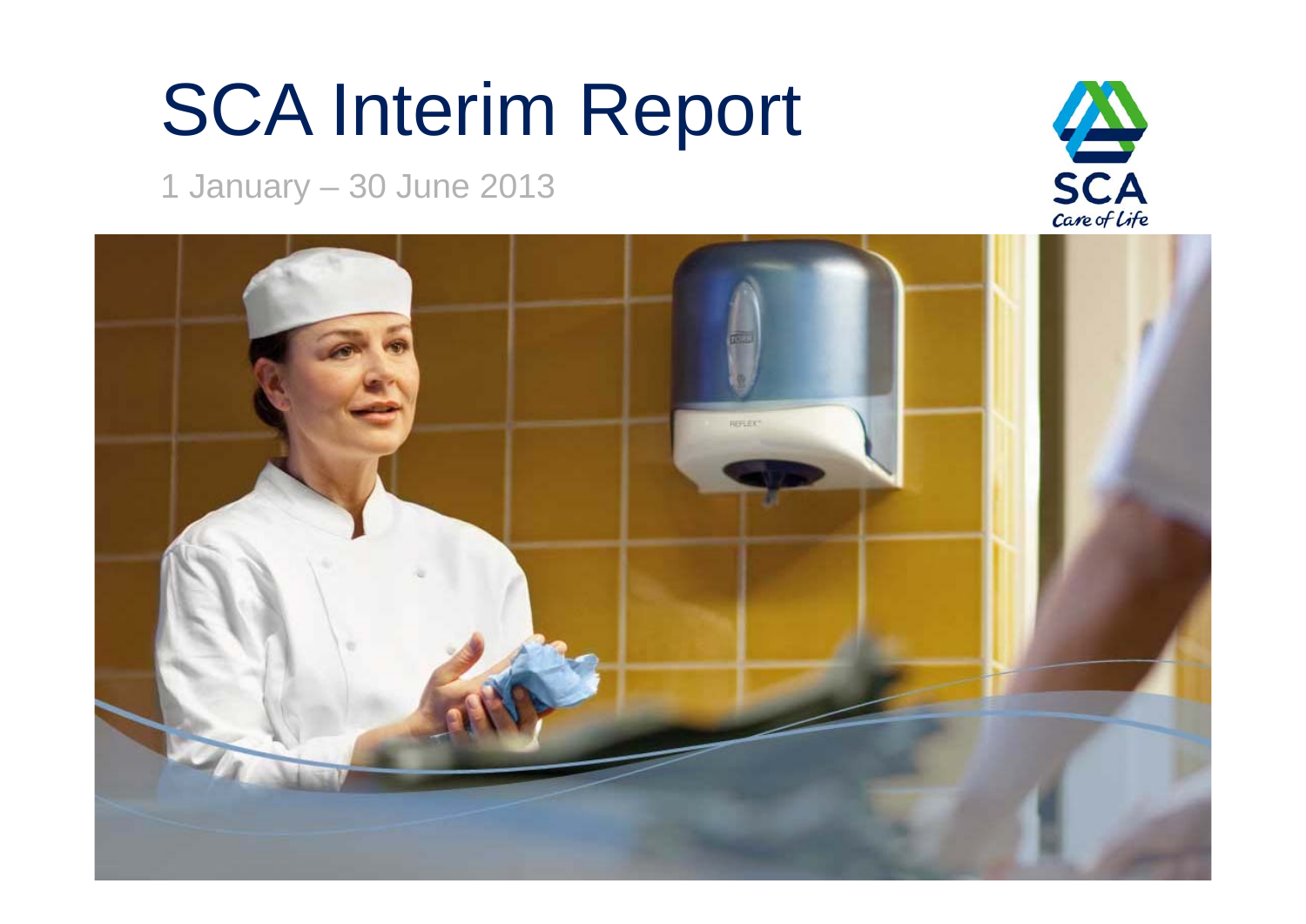# SCA Interim Report

1 January – 30 June 2013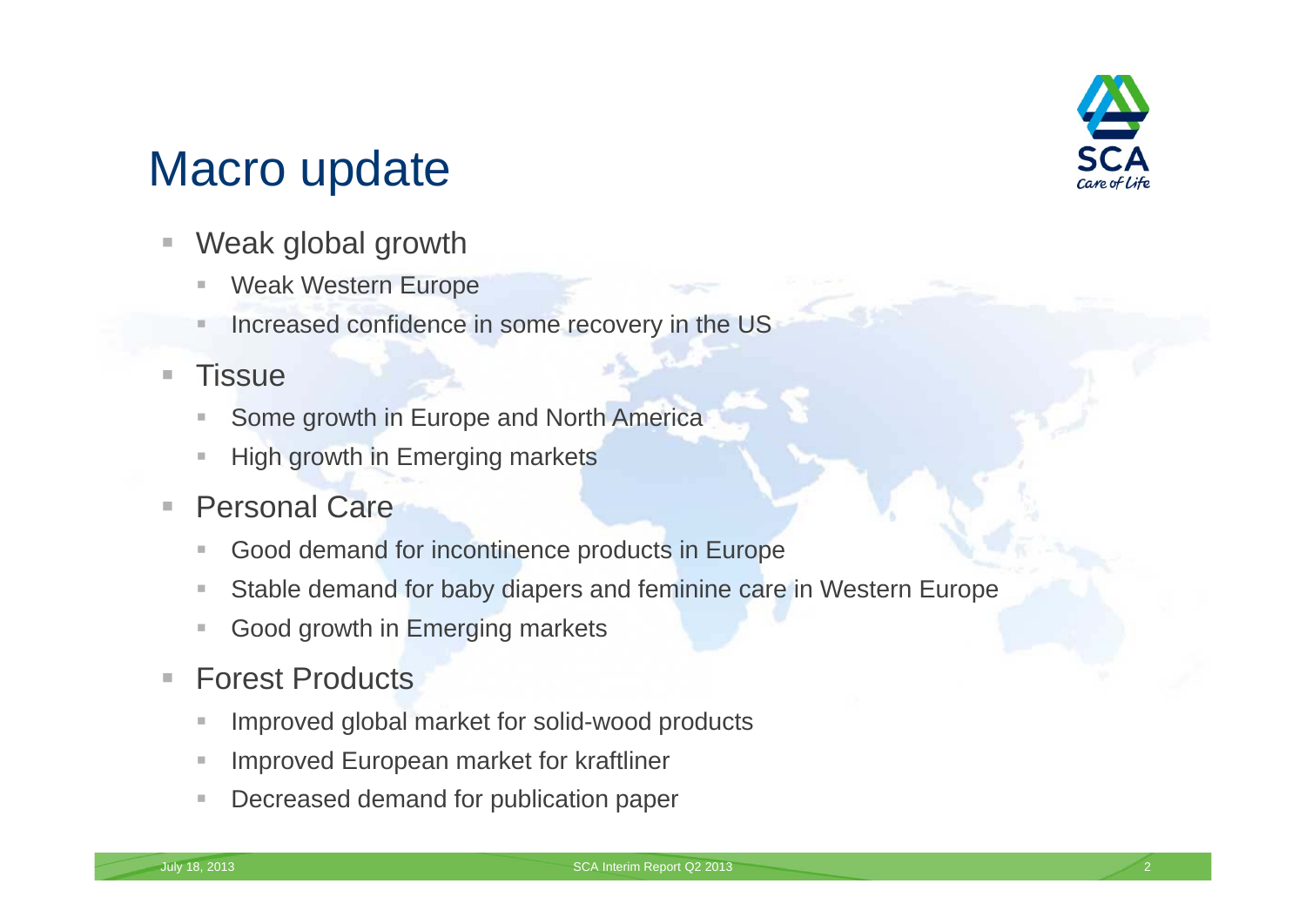# Macro update

- Weak global growth
  - Weak Western Europe
  - Increased confidence in some recovery in the US
- Tissue
  - Some growth in Europe and North America
  - High growth in Emerging markets
- Personal Care
  - Good demand for incontinence products in Europe
  - Stable demand for baby diapers and feminine care in Western Europe
  - Good growth in Emerging markets
- Forest Products
  - Improved global market for solid-wood products
  - Improved European market for kraftliner
  - Decreased demand for publication paper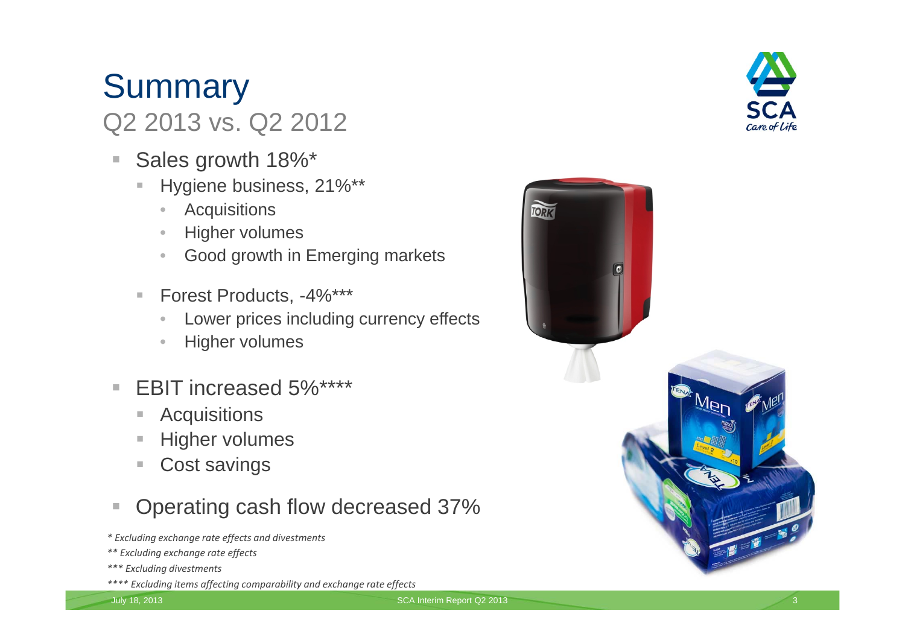# Summary

## Q2 2013 vs. Q2 2012

- Sales growth 18%*
  - Hygiene business, 21%**
    - Acquisitions
    - Higher volumes
    - Good growth in Emerging markets
  - Forest Products, -4%***
    - Lower prices including currency effects
    - Higher volumes
- EBIT increased 5%****
  - Acquisitions
  - Higher volumes
  - Cost savings
- Operating cash flow decreased 37%

*\* Excluding exchange rate effects and divestments*

*\*\* Excluding exchange rate effects*

*\*\*\* Excluding divestments*

*\*\*\*\* Excluding items affecting comparability and exchange rate effects*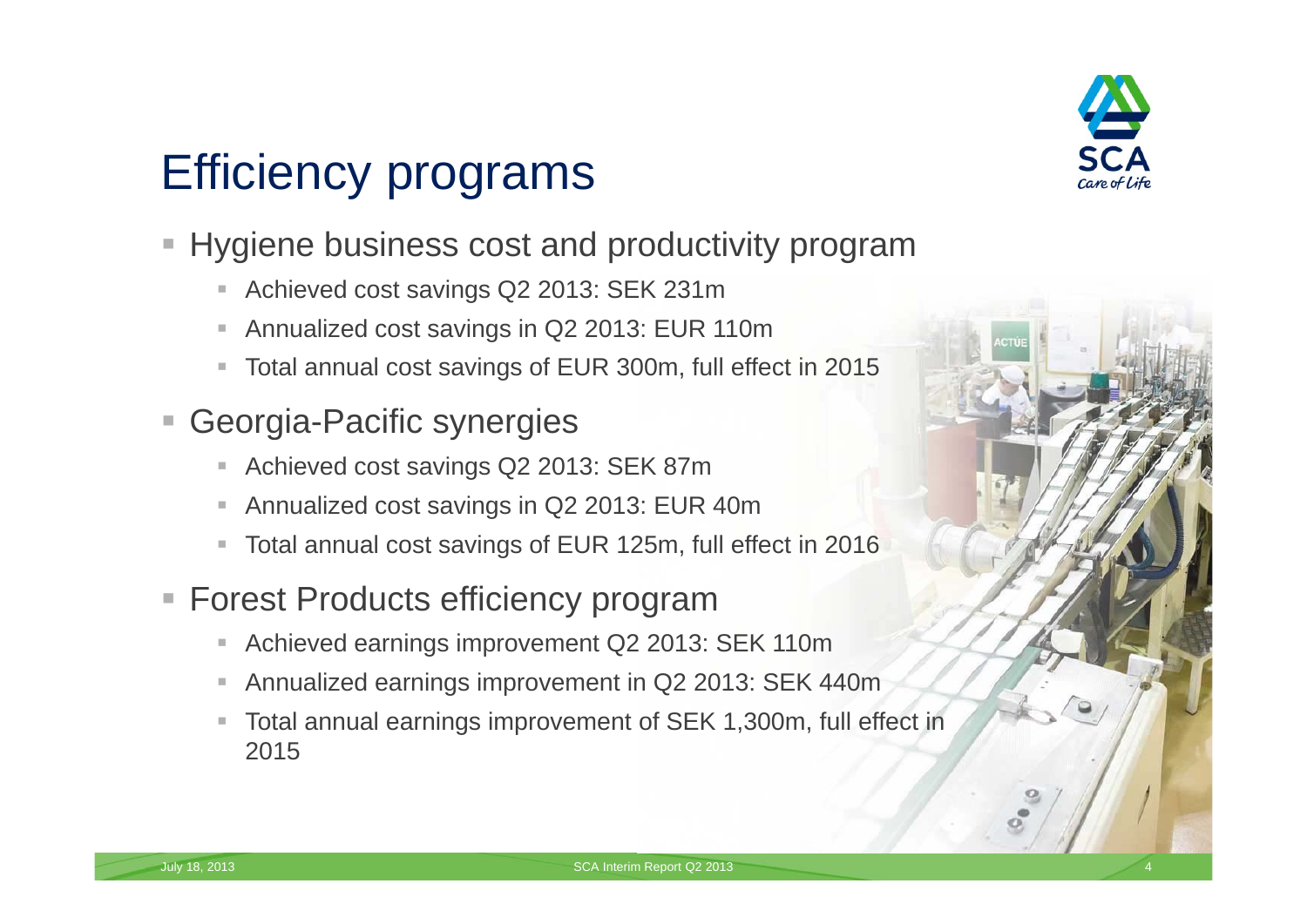# Efficiency programs

- Hygiene business cost and productivity program
  - Achieved cost savings Q2 2013: SEK 231m
  - Annualized cost savings in Q2 2013: EUR 110m
  - Total annual cost savings of EUR 300m, full effect in 2015
- Georgia-Pacific synergies
  - Achieved cost savings Q2 2013: SEK 87m
  - Annualized cost savings in Q2 2013: EUR 40m
  - Total annual cost savings of EUR 125m, full effect in 2016
- Forest Products efficiency program
  - Achieved earnings improvement Q2 2013: SEK 110m
  - Annualized earnings improvement in Q2 2013: SEK 440m
  - Total annual earnings improvement of SEK 1,300m, full effect in 2015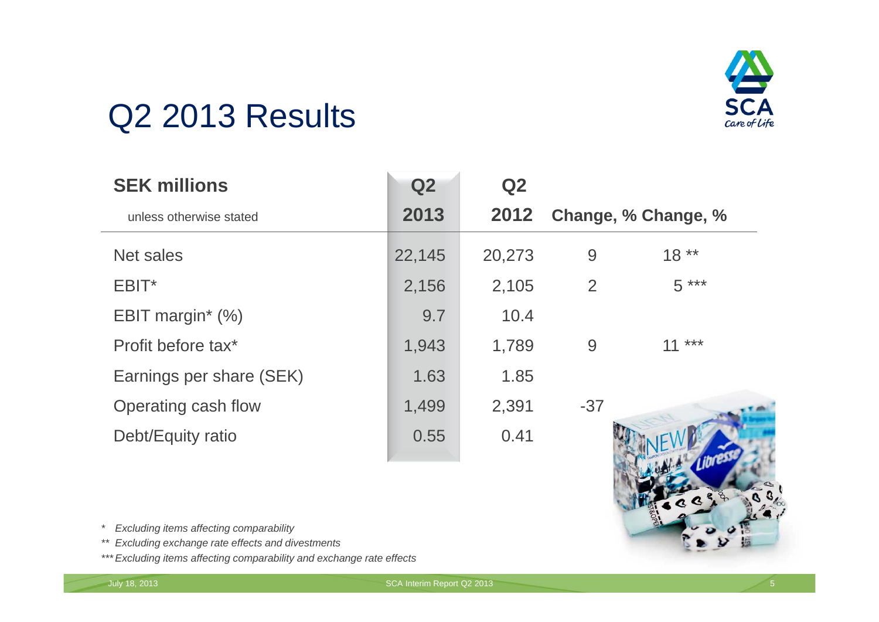# Q2 2013 Results

| SEK millions<br>unless otherwise stated | Q2<br>2013 | Q2<br>2012 | Change, % | Change, % |
|---|---|---|---|---|
| Net sales | 22,145 | 20,273 | 9 | 18 ** |
| EBIT* | 2,156 | 2,105 | 2 | 5 *** |
| EBIT margin* (%) | 9.7 | 10.4 | | |
| Profit before tax* | 1,943 | 1,789 | 9 | 11 *** |
| Earnings per share (SEK) | 1.63 | 1.85 | | |
| Operating cash flow | 1,499 | 2,391 | -37 | |
| Debt/Equity ratio | 0.55 | 0.41 | | |

*\* Excluding items affecting comparability*

*\*\* Excluding exchange rate effects and divestments*

*\*\*\* Excluding items affecting comparability and exchange rate effects*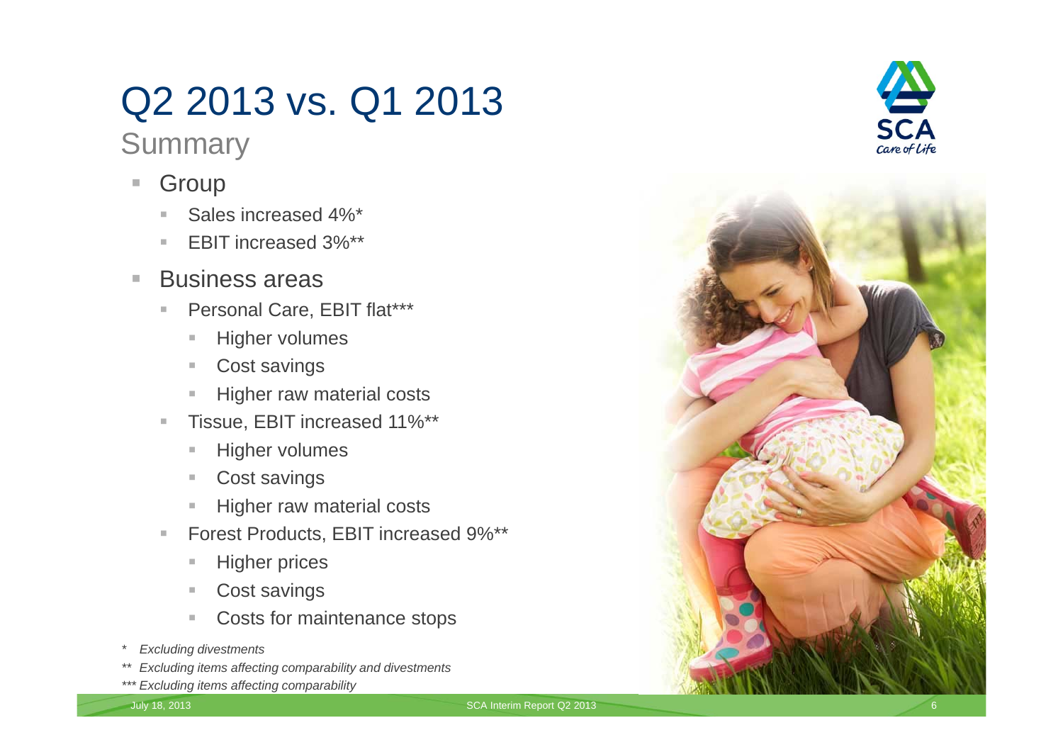# Q2 2013 vs. Q1 2013

## Summary

- Group
  - Sales increased 4%*
  - EBIT increased 3%**
- Business areas
  - Personal Care, EBIT flat***
    - Higher volumes
    - Cost savings
    - Higher raw material costs
  - Tissue, EBIT increased 11%**
    - Higher volumes
    - Cost savings
    - Higher raw material costs
  - Forest Products, EBIT increased 9%**
    - Higher prices
    - Cost savings
    - Costs for maintenance stops

*\* Excluding divestments*

*\*\* Excluding items affecting comparability and divestments*

*\*\*\* Excluding items affecting comparability*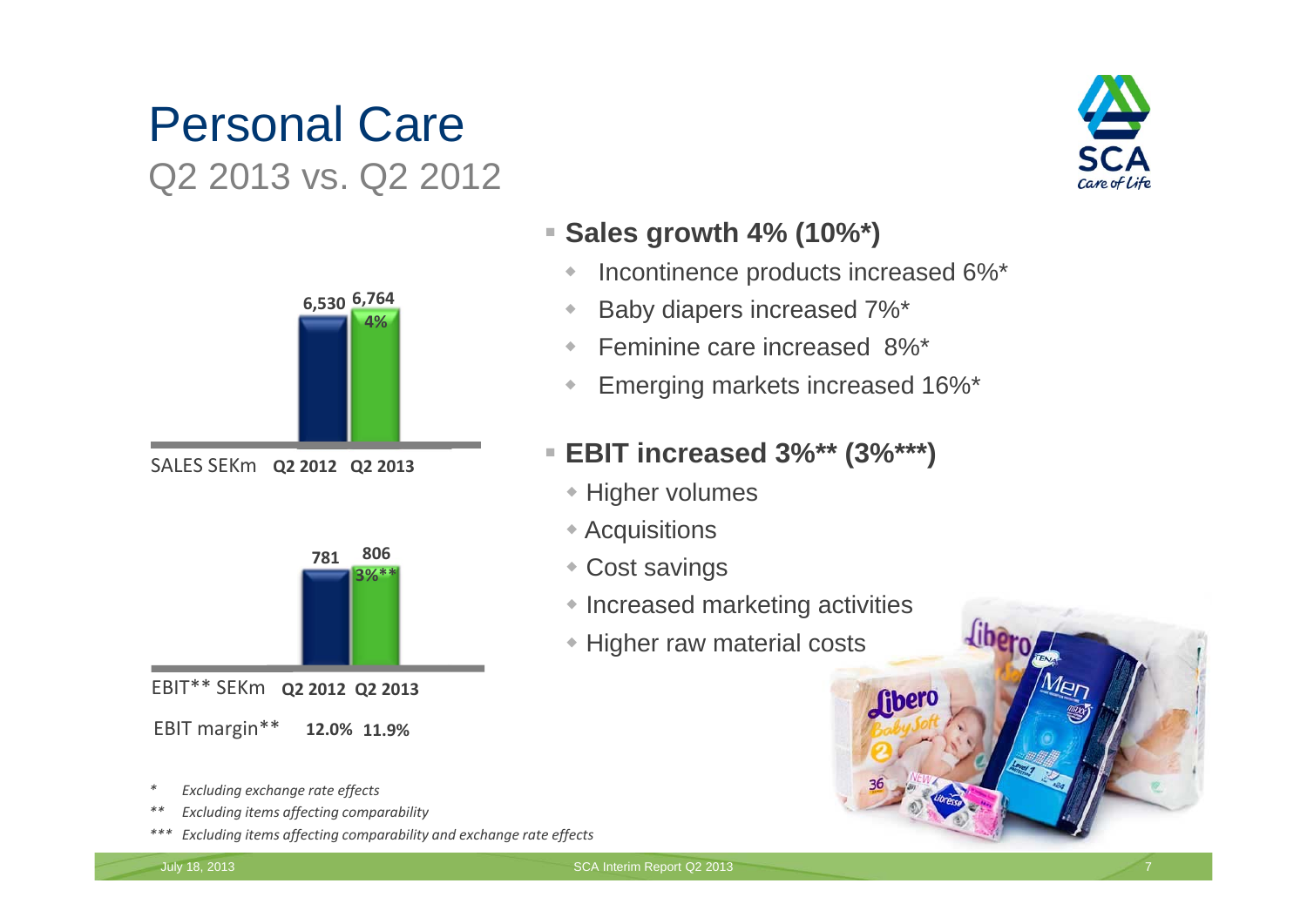# Personal Care

## Q2 2013 vs. Q2 2012

| SALES SEKm | Q2 2012 | Q2 2013 |
|---|---|---|
| | 6,530 | 6,764 (4%) |

| EBIT** SEKm | Q2 2012 | Q2 2013 |
|---|---|---|
| | 781 | 806 (3%**) |
| EBIT margin** | 12.0% | 11.9% |

- **Sales growth 4% (10%*)**
  - Incontinence products increased 6%*
  - Baby diapers increased 7%*
  - Feminine care increased 8%*
  - Emerging markets increased 16%*
- **EBIT increased 3%** (3%***)**
  - Higher volumes
  - Acquisitions
  - Cost savings
  - Increased marketing activities
  - Higher raw material costs

*\* Excluding exchange rate effects*

*\*\* Excluding items affecting comparability*

*\*\*\* Excluding items affecting comparability and exchange rate effects*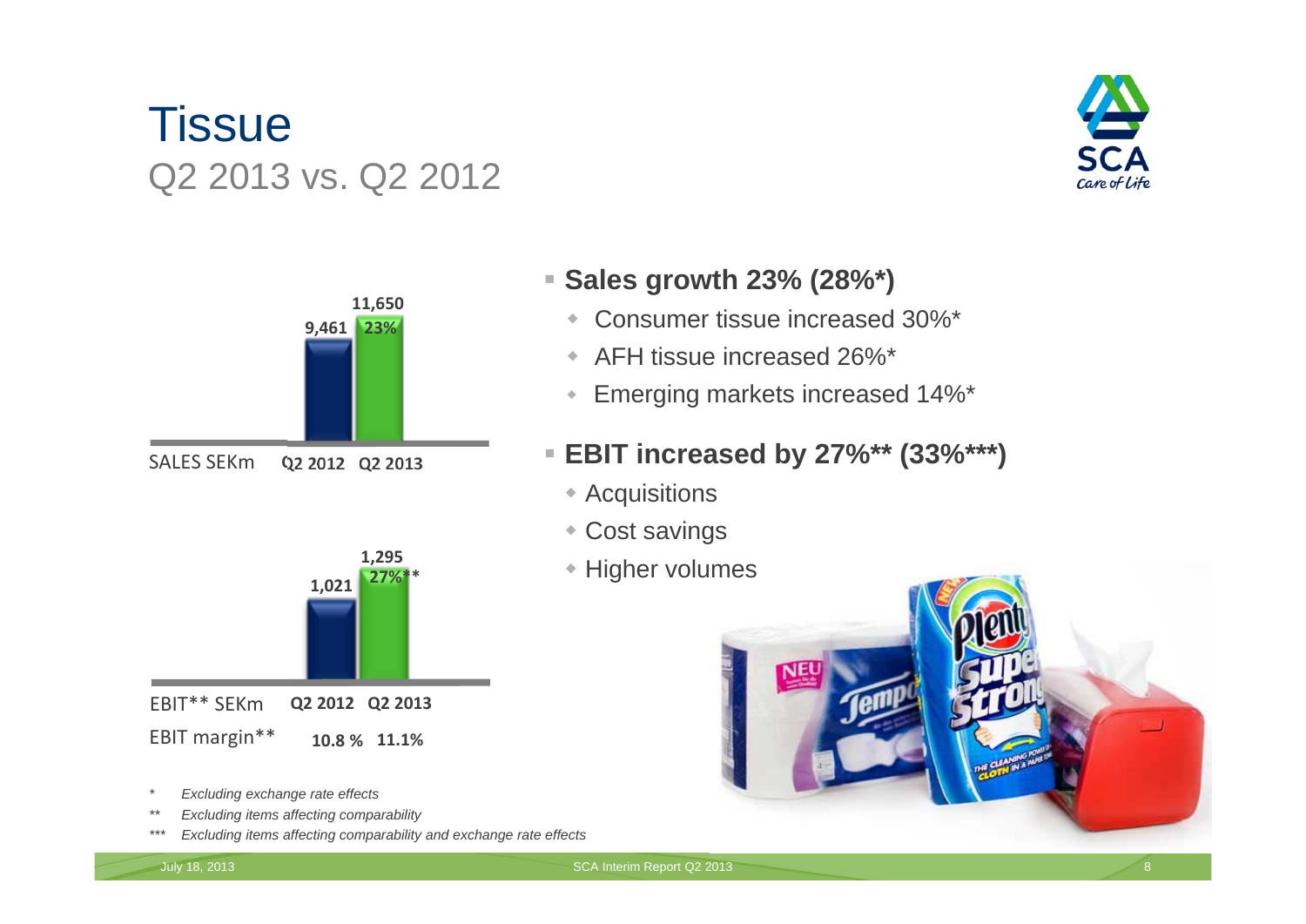# Tissue

## Q2 2013 vs. Q2 2012

| SALES SEKm | Q2 2012 | Q2 2013 |
| --- | --- | --- |
| | 9,461 | 11,650 (23%) |

| EBIT** SEKm | Q2 2012 | Q2 2013 |
| --- | --- | --- |
| | 1,021 | 1,295 (27%**) |
| EBIT margin** | 10.8 % | 11.1% |

- **Sales growth 23% (28%*)**
  - Consumer tissue increased 30%*
  - AFH tissue increased 26%*
  - Emerging markets increased 14%*
- **EBIT increased by 27%** (33%***)**
  - Acquisitions
  - Cost savings
  - Higher volumes

\* *Excluding exchange rate effects*

** *Excluding items affecting comparability*

*** *Excluding items affecting comparability and exchange rate effects*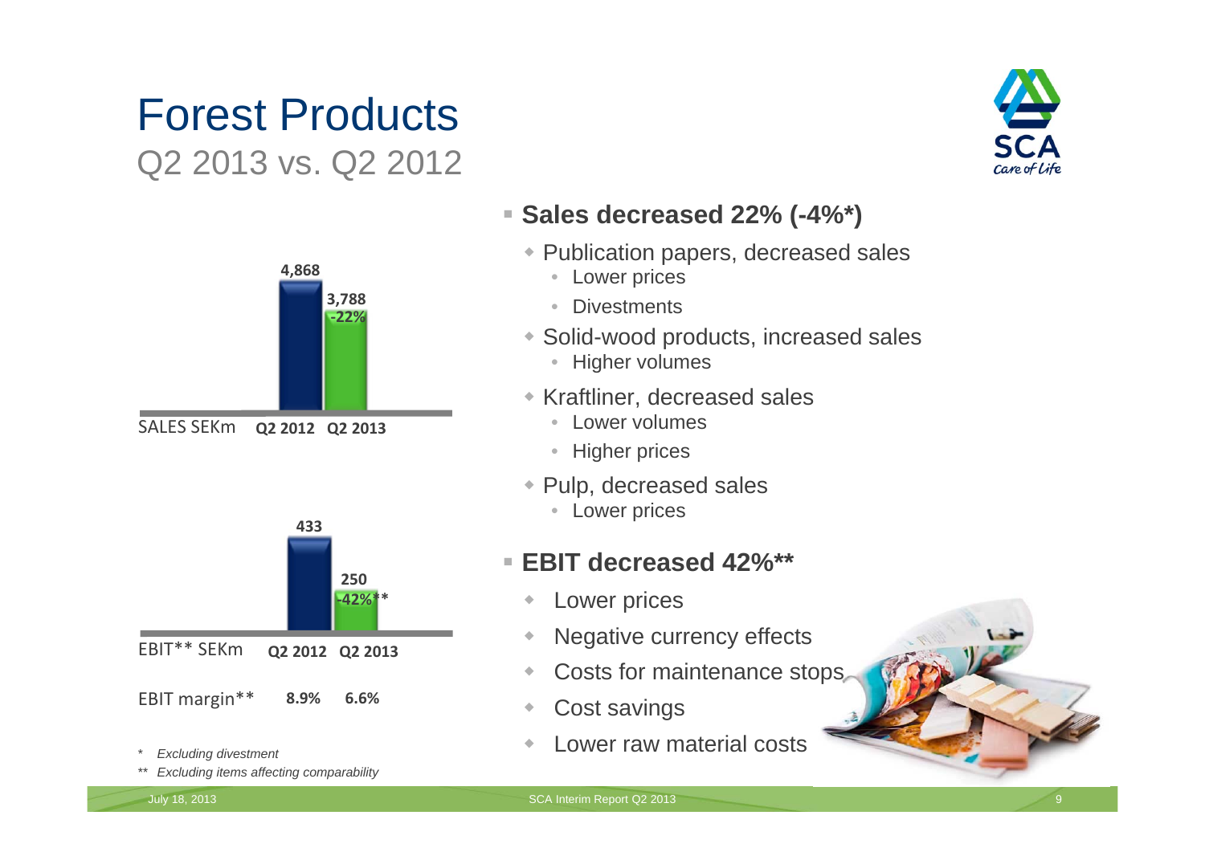# Forest Products

## Q2 2013 vs. Q2 2012

| SALES SEKm | Q2 2012 | Q2 2013 |
|---|---|---|
| Sales | 4,868 | 3,788 (-22%) |

| EBIT** SEKm | Q2 2012 | Q2 2013 |
|---|---|---|
| EBIT** | 433 | 250 (-42%**) |
| EBIT margin** | 8.9% | 6.6% |

- **Sales decreased 22% (-4%*)**
  - Publication papers, decreased sales
    - Lower prices
    - Divestments
  - Solid-wood products, increased sales
    - Higher volumes
  - Kraftliner, decreased sales
    - Lower volumes
    - Higher prices
  - Pulp, decreased sales
    - Lower prices
- **EBIT decreased 42%****
  - Lower prices
  - Negative currency effects
  - Costs for maintenance stops
  - Cost savings
  - Lower raw material costs

\* *Excluding divestment*

\*\* *Excluding items affecting comparability*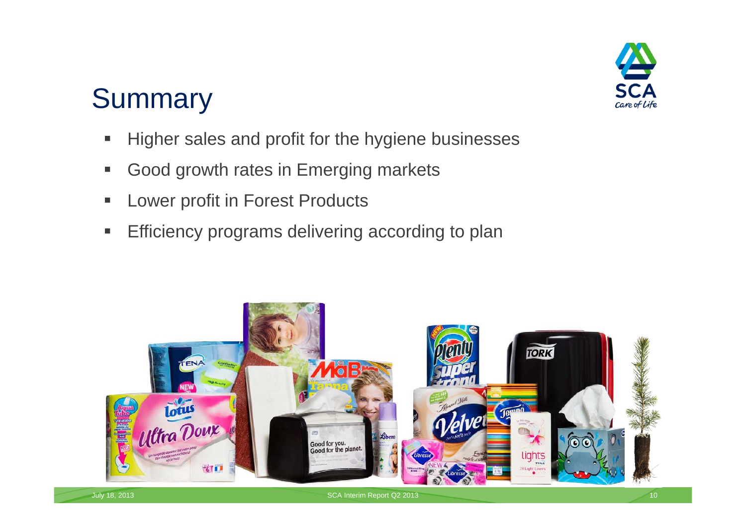# Summary

- Higher sales and profit for the hygiene businesses
- Good growth rates in Emerging markets
- Lower profit in Forest Products
- Efficiency programs delivering according to plan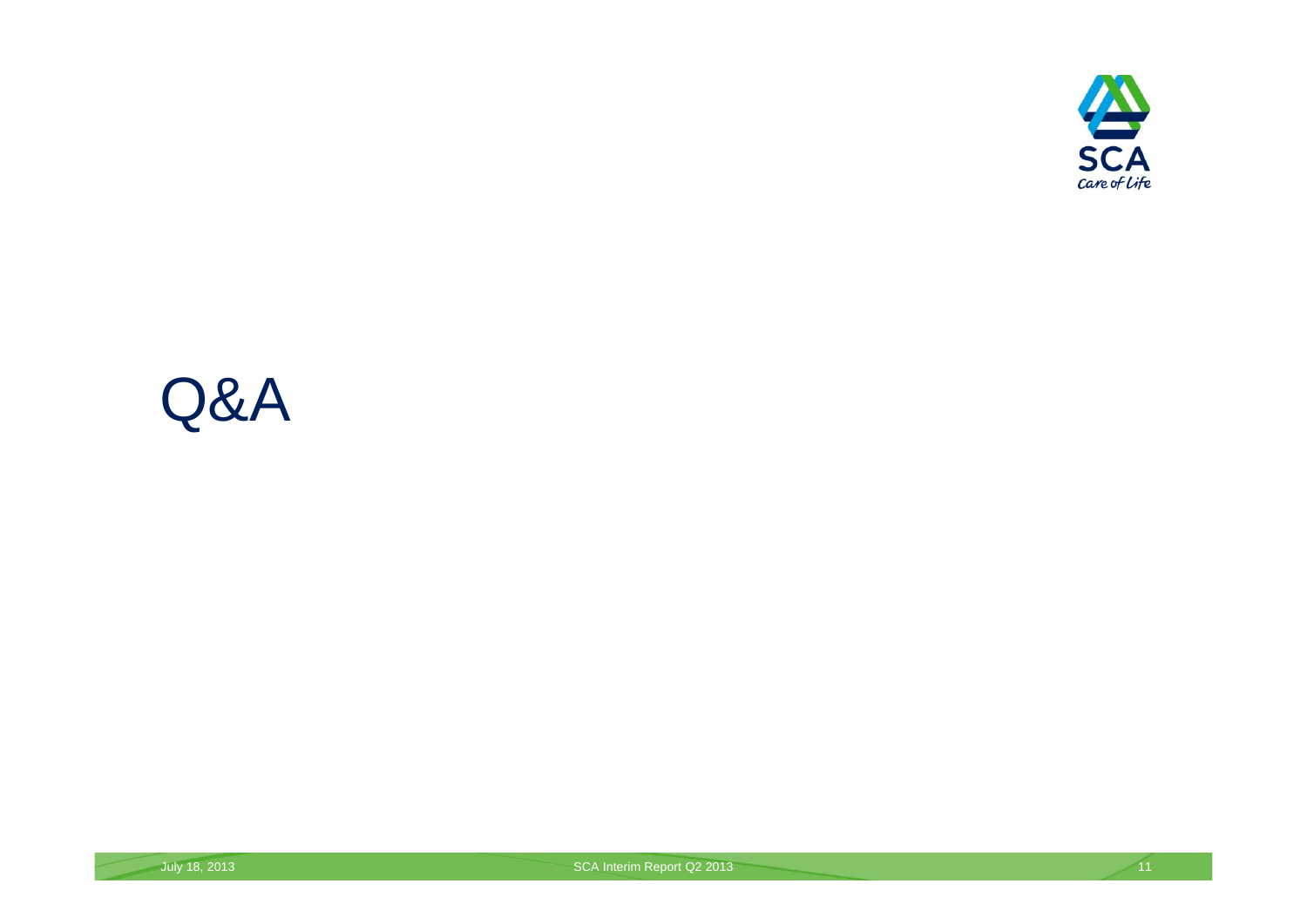# Q&A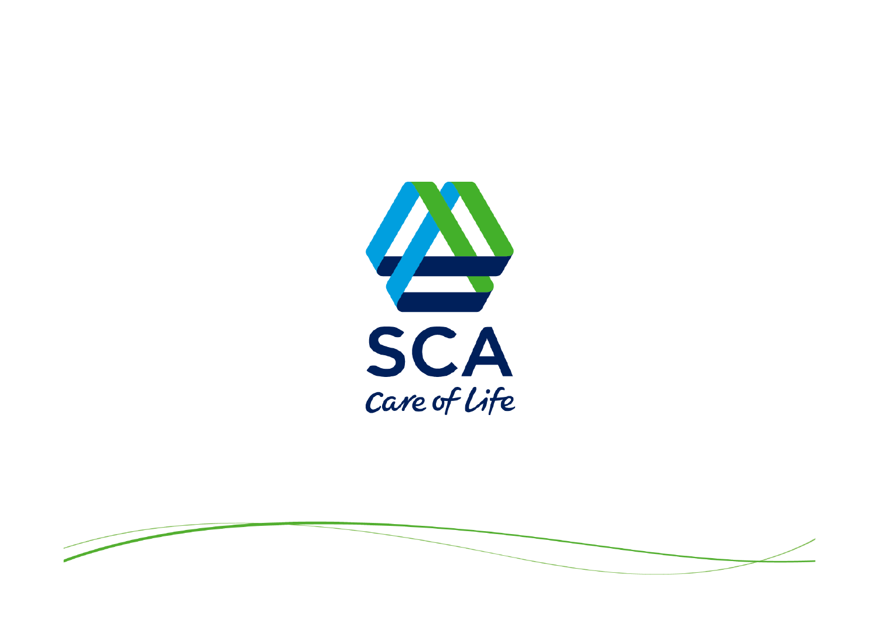SCA

Care of Life